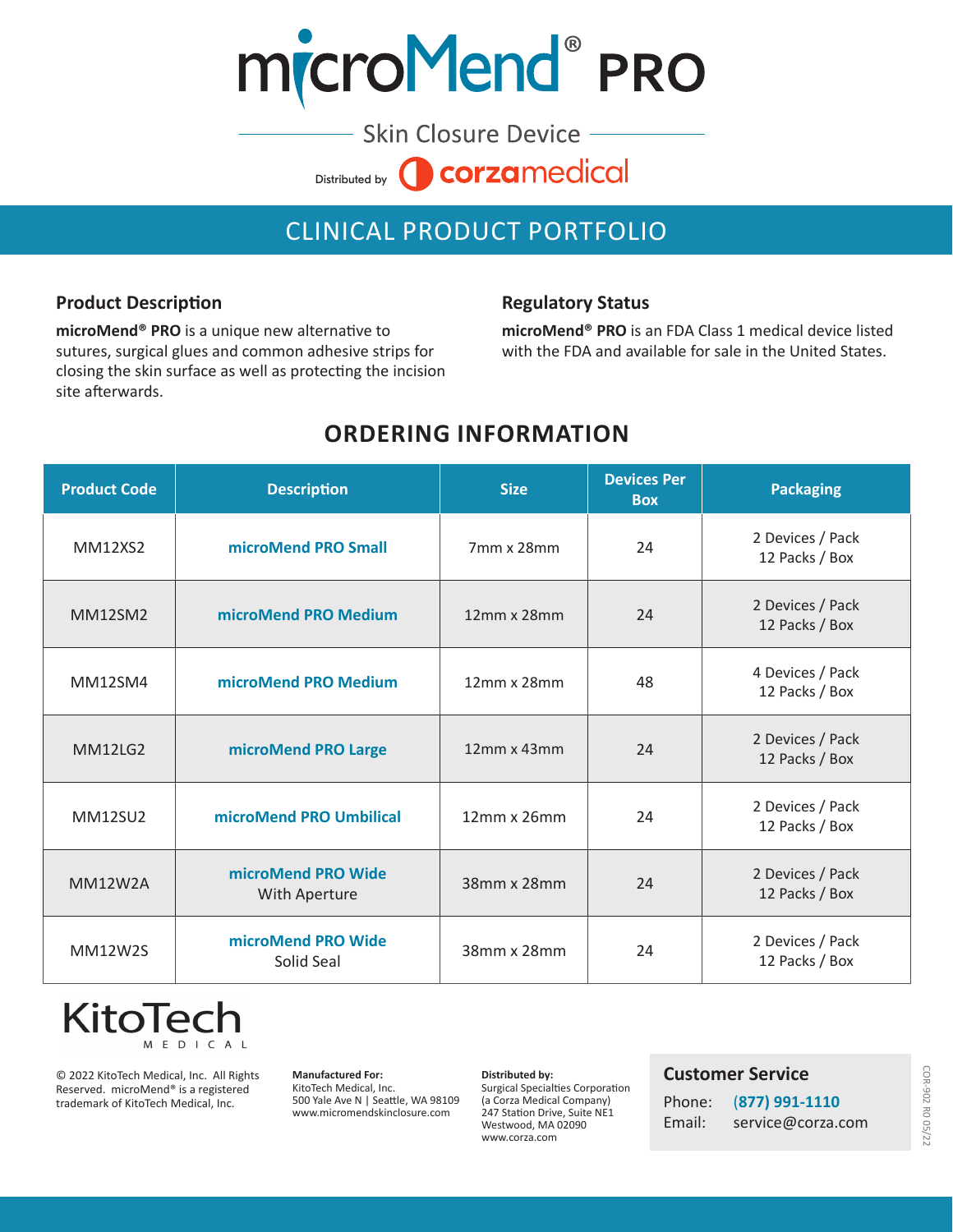# microMend® PRO

Skin Closure Device

Distributed by corzamedical

## CLINICAL PRODUCT PORTFOLIO

### Product Description

**microMend® PRO** is a unique new alternative to sutures, surgical glues and common adhesive strips for closing the skin surface as well as protecting the incision site afterwards.

### Regulatory Status

**microMend® PRO** is an FDA Class 1 medical device listed with the FDA and available for sale in the United States.

## ORDERING INFORMATION

| Product Code | Description | Size | Devices Per Box | Packaging |
|---|---|---|---|---|
| MM12XS2 | **microMend PRO Small** | 7mm x 28mm | 24 | 2 Devices / Pack 12 Packs / Box |
| MM12SM2 | **microMend PRO Medium** | 12mm x 28mm | 24 | 2 Devices / Pack 12 Packs / Box |
| MM12SM4 | **microMend PRO Medium** | 12mm x 28mm | 48 | 4 Devices / Pack 12 Packs / Box |
| MM12LG2 | **microMend PRO Large** | 12mm x 43mm | 24 | 2 Devices / Pack 12 Packs / Box |
| MM12SU2 | **microMend PRO Umbilical** | 12mm x 26mm | 24 | 2 Devices / Pack 12 Packs / Box |
| MM12W2A | **microMend PRO Wide** With Aperture | 38mm x 28mm | 24 | 2 Devices / Pack 12 Packs / Box |
| MM12W2S | **microMend PRO Wide** Solid Seal | 38mm x 28mm | 24 | 2 Devices / Pack 12 Packs / Box |

KitoTech MEDICAL

© 2022 KitoTech Medical, Inc. All Rights Reserved. microMend® is a registered trademark of KitoTech Medical, Inc.

**Manufactured For:**
KitoTech Medical, Inc.
500 Yale Ave N | Seattle, WA 98109
www.micromendskinclosure.com

**Distributed by:**
Surgical Specialties Corporation
(a Corza Medical Company)
247 Station Drive, Suite NE1
Westwood, MA 02090
www.corza.com

### Customer Service

Phone: (877) 991-1110
Email: service@corza.com

COR-902 R0 05/22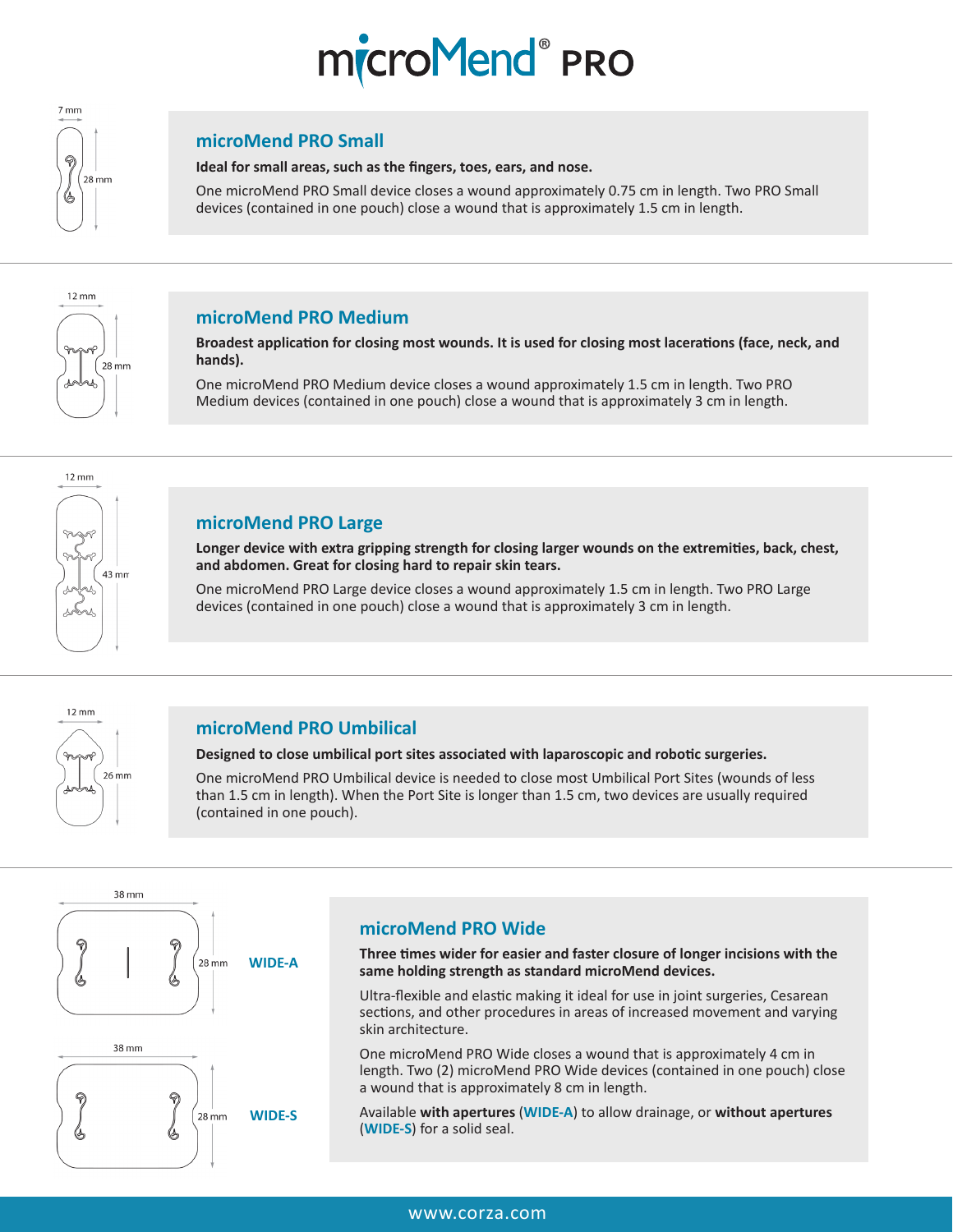# micromend® PRO

7 mm

28 mm

## microMend PRO Small

**Ideal for small areas, such as the fingers, toes, ears, and nose.**

One microMend PRO Small device closes a wound approximately 0.75 cm in length. Two PRO Small devices (contained in one pouch) close a wound that is approximately 1.5 cm in length.

12 mm

28 mm

## microMend PRO Medium

**Broadest application for closing most wounds. It is used for closing most lacerations (face, neck, and hands).**

One microMend PRO Medium device closes a wound approximately 1.5 cm in length. Two PRO Medium devices (contained in one pouch) close a wound that is approximately 3 cm in length.

12 mm

43 mm

## microMend PRO Large

**Longer device with extra gripping strength for closing larger wounds on the extremities, back, chest, and abdomen. Great for closing hard to repair skin tears.**

One microMend PRO Large device closes a wound approximately 1.5 cm in length. Two PRO Large devices (contained in one pouch) close a wound that is approximately 3 cm in length.

12 mm

26 mm

## microMend PRO Umbilical

**Designed to close umbilical port sites associated with laparoscopic and robotic surgeries.**

One microMend PRO Umbilical device is needed to close most Umbilical Port Sites (wounds of less than 1.5 cm in length). When the Port Site is longer than 1.5 cm, two devices are usually required (contained in one pouch).

38 mm

28 mm

**WIDE-A**

38 mm

28 mm

**WIDE-S**

## microMend PRO Wide

**Three times wider for easier and faster closure of longer incisions with the same holding strength as standard microMend devices.**

Ultra-flexible and elastic making it ideal for use in joint surgeries, Cesarean sections, and other procedures in areas of increased movement and varying skin architecture.

One microMend PRO Wide closes a wound that is approximately 4 cm in length. Two (2) microMend PRO Wide devices (contained in one pouch) close a wound that is approximately 8 cm in length.

Available **with apertures** (**WIDE-A**) to allow drainage, or **without apertures** (**WIDE-S**) for a solid seal.

www.corza.com